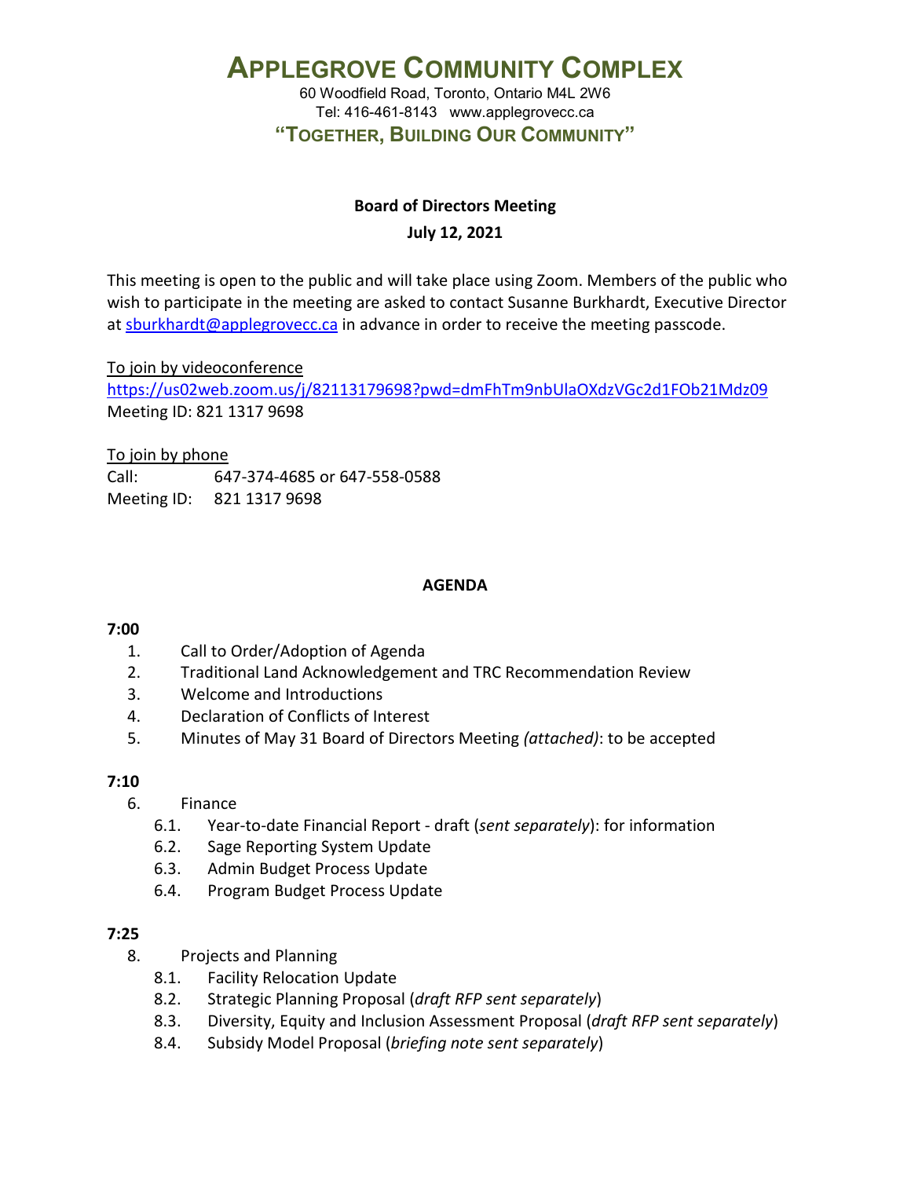# APPLEGROVE COMMUNITY COMPLEX

60 Woodfield Road, Toronto, Ontario M4L 2W6
Tel: 416-461-8143 www.applegrovecc.ca

**"TOGETHER, BUILDING OUR COMMUNITY"**

**Board of Directors Meeting**

**July 12, 2021**

This meeting is open to the public and will take place using Zoom. Members of the public who wish to participate in the meeting are asked to contact Susanne Burkhardt, Executive Director at sburkhardt@applegrovecc.ca in advance in order to receive the meeting passcode.

To join by videoconference
https://us02web.zoom.us/j/82113179698?pwd=dmFhTm9nbUlaOXdzVGc2d1FOb21Mdz09
Meeting ID: 821 1317 9698

To join by phone
Call: 647-374-4685 or 647-558-0588
Meeting ID: 821 1317 9698

**AGENDA**

**7:00**

1. Call to Order/Adoption of Agenda
2. Traditional Land Acknowledgement and TRC Recommendation Review
3. Welcome and Introductions
4. Declaration of Conflicts of Interest
5. Minutes of May 31 Board of Directors Meeting *(attached)*: to be accepted

**7:10**

6. Finance
   - 6.1. Year-to-date Financial Report - draft (*sent separately*): for information
   - 6.2. Sage Reporting System Update
   - 6.3. Admin Budget Process Update
   - 6.4. Program Budget Process Update

**7:25**

8. Projects and Planning
   - 8.1. Facility Relocation Update
   - 8.2. Strategic Planning Proposal (*draft RFP sent separately*)
   - 8.3. Diversity, Equity and Inclusion Assessment Proposal (*draft RFP sent separately*)
   - 8.4. Subsidy Model Proposal (*briefing note sent separately*)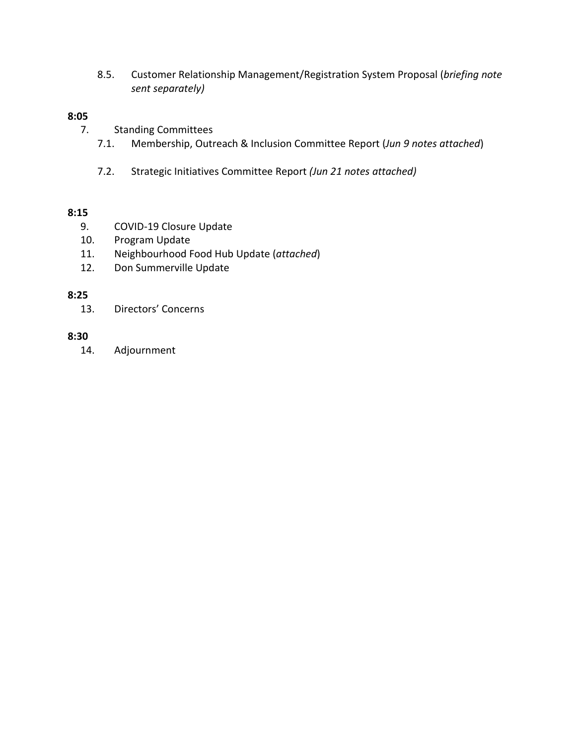8.5. Customer Relationship Management/Registration System Proposal (*briefing note sent separately)*

**8:05**

7. Standing Committees
    - 7.1. Membership, Outreach & Inclusion Committee Report (*Jun 9 notes attached*)
    - 7.2. Strategic Initiatives Committee Report *(Jun 21 notes attached)*

**8:15**

9. COVID-19 Closure Update
10. Program Update
11. Neighbourhood Food Hub Update (*attached*)
12. Don Summerville Update

**8:25**

13. Directors' Concerns

**8:30**

14. Adjournment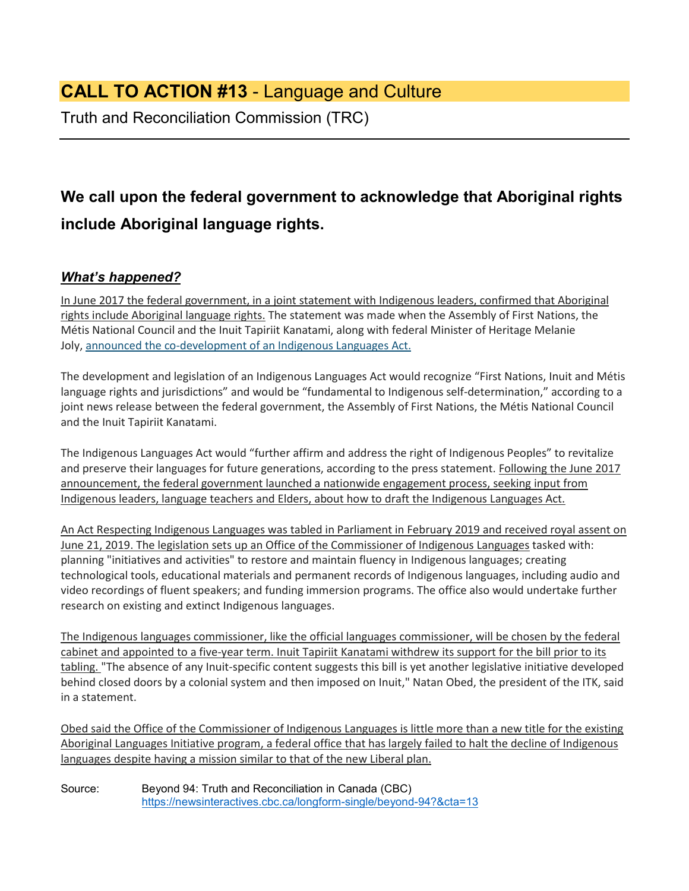# CALL TO ACTION #13 - Language and Culture

Truth and Reconciliation Commission (TRC)

---

## We call upon the federal government to acknowledge that Aboriginal rights include Aboriginal language rights.

### *What's happened?*

In June 2017 the federal government, in a joint statement with Indigenous leaders, confirmed that Aboriginal rights include Aboriginal language rights. The statement was made when the Assembly of First Nations, the Métis National Council and the Inuit Tapiriit Kanatami, along with federal Minister of Heritage Melanie Joly, announced the co-development of an Indigenous Languages Act.

The development and legislation of an Indigenous Languages Act would recognize "First Nations, Inuit and Métis language rights and jurisdictions" and would be "fundamental to Indigenous self-determination," according to a joint news release between the federal government, the Assembly of First Nations, the Métis National Council and the Inuit Tapiriit Kanatami.

The Indigenous Languages Act would "further affirm and address the right of Indigenous Peoples" to revitalize and preserve their languages for future generations, according to the press statement. Following the June 2017 announcement, the federal government launched a nationwide engagement process, seeking input from Indigenous leaders, language teachers and Elders, about how to draft the Indigenous Languages Act.

An Act Respecting Indigenous Languages was tabled in Parliament in February 2019 and received royal assent on June 21, 2019. The legislation sets up an Office of the Commissioner of Indigenous Languages tasked with: planning "initiatives and activities" to restore and maintain fluency in Indigenous languages; creating technological tools, educational materials and permanent records of Indigenous languages, including audio and video recordings of fluent speakers; and funding immersion programs. The office also would undertake further research on existing and extinct Indigenous languages.

The Indigenous languages commissioner, like the official languages commissioner, will be chosen by the federal cabinet and appointed to a five-year term. Inuit Tapiriit Kanatami withdrew its support for the bill prior to its tabling. "The absence of any Inuit-specific content suggests this bill is yet another legislative initiative developed behind closed doors by a colonial system and then imposed on Inuit," Natan Obed, the president of the ITK, said in a statement.

Obed said the Office of the Commissioner of Indigenous Languages is little more than a new title for the existing Aboriginal Languages Initiative program, a federal office that has largely failed to halt the decline of Indigenous languages despite having a mission similar to that of the new Liberal plan.

Source: Beyond 94: Truth and Reconciliation in Canada (CBC)
https://newsinteractives.cbc.ca/longform-single/beyond-94?&cta=13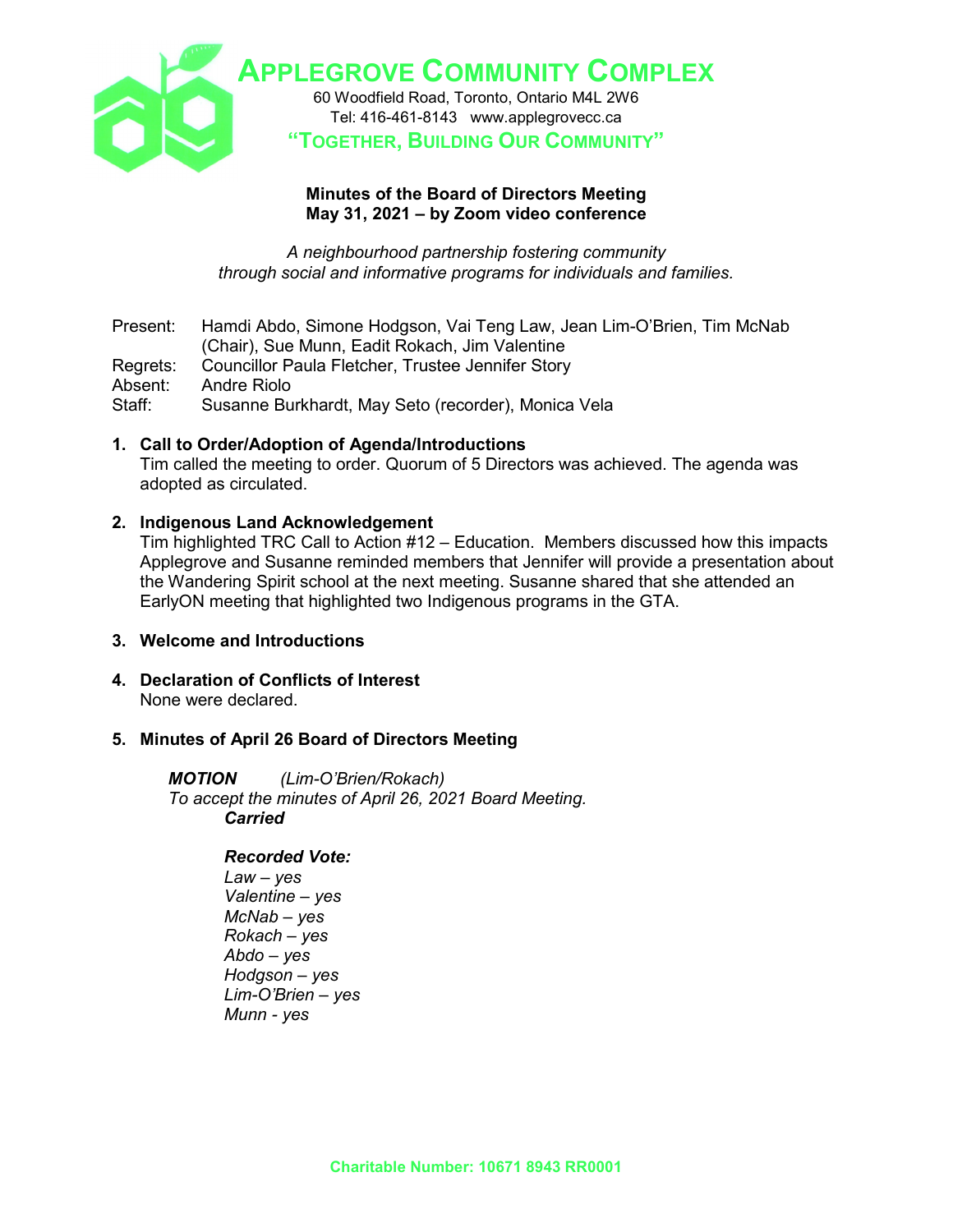# APPLEGROVE COMMUNITY COMPLEX

60 Woodfield Road, Toronto, Ontario M4L 2W6
Tel: 416-461-8143 www.applegrovecc.ca

**"TOGETHER, BUILDING OUR COMMUNITY"**

**Minutes of the Board of Directors Meeting**
**May 31, 2021 – by Zoom video conference**

*A neighbourhood partnership fostering community through social and informative programs for individuals and families.*

Present: Hamdi Abdo, Simone Hodgson, Vai Teng Law, Jean Lim-O'Brien, Tim McNab (Chair), Sue Munn, Eadit Rokach, Jim Valentine
Regrets: Councillor Paula Fletcher, Trustee Jennifer Story
Absent: Andre Riolo
Staff: Susanne Burkhardt, May Seto (recorder), Monica Vela

1. **Call to Order/Adoption of Agenda/Introductions**
   Tim called the meeting to order. Quorum of 5 Directors was achieved. The agenda was adopted as circulated.

2. **Indigenous Land Acknowledgement**
   Tim highlighted TRC Call to Action #12 – Education. Members discussed how this impacts Applegrove and Susanne reminded members that Jennifer will provide a presentation about the Wandering Spirit school at the next meeting. Susanne shared that she attended an EarlyON meeting that highlighted two Indigenous programs in the GTA.

3. **Welcome and Introductions**

4. **Declaration of Conflicts of Interest**
   None were declared.

5. **Minutes of April 26 Board of Directors Meeting**

   ***MOTION*** *(Lim-O'Brien/Rokach)*
   *To accept the minutes of April 26, 2021 Board Meeting.*
   ***Carried***

   ***Recorded Vote:***
   *Law – yes*
   *Valentine – yes*
   *McNab – yes*
   *Rokach – yes*
   *Abdo – yes*
   *Hodgson – yes*
   *Lim-O'Brien – yes*
   *Munn - yes*

Charitable Number: 10671 8943 RR0001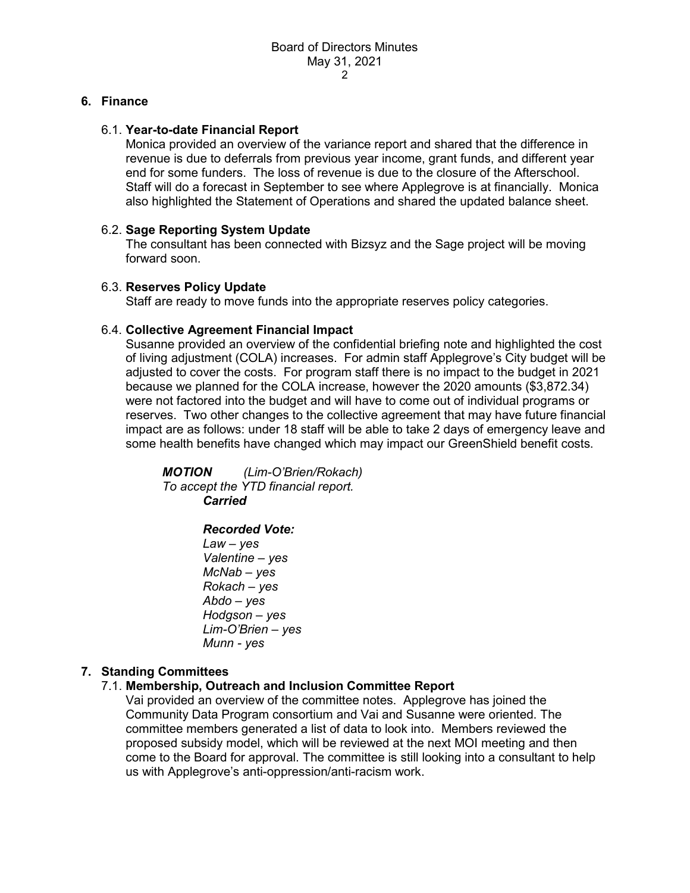## 6. Finance

### 6.1. Year-to-date Financial Report

Monica provided an overview of the variance report and shared that the difference in revenue is due to deferrals from previous year income, grant funds, and different year end for some funders. The loss of revenue is due to the closure of the Afterschool. Staff will do a forecast in September to see where Applegrove is at financially. Monica also highlighted the Statement of Operations and shared the updated balance sheet.

### 6.2. Sage Reporting System Update

The consultant has been connected with Bizsyz and the Sage project will be moving forward soon.

### 6.3. Reserves Policy Update

Staff are ready to move funds into the appropriate reserves policy categories.

### 6.4. Collective Agreement Financial Impact

Susanne provided an overview of the confidential briefing note and highlighted the cost of living adjustment (COLA) increases. For admin staff Applegrove's City budget will be adjusted to cover the costs. For program staff there is no impact to the budget in 2021 because we planned for the COLA increase, however the 2020 amounts ($3,872.34) were not factored into the budget and will have to come out of individual programs or reserves. Two other changes to the collective agreement that may have future financial impact are as follows: under 18 staff will be able to take 2 days of emergency leave and some health benefits have changed which may impact our GreenShield benefit costs.

***MOTION*** *(Lim-O'Brien/Rokach)*
*To accept the YTD financial report.*
***Carried***

***Recorded Vote:***
*Law – yes*
*Valentine – yes*
*McNab – yes*
*Rokach – yes*
*Abdo – yes*
*Hodgson – yes*
*Lim-O'Brien – yes*
*Munn - yes*

## 7. Standing Committees

### 7.1. Membership, Outreach and Inclusion Committee Report

Vai provided an overview of the committee notes. Applegrove has joined the Community Data Program consortium and Vai and Susanne were oriented. The committee members generated a list of data to look into. Members reviewed the proposed subsidy model, which will be reviewed at the next MOI meeting and then come to the Board for approval. The committee is still looking into a consultant to help us with Applegrove's anti-oppression/anti-racism work.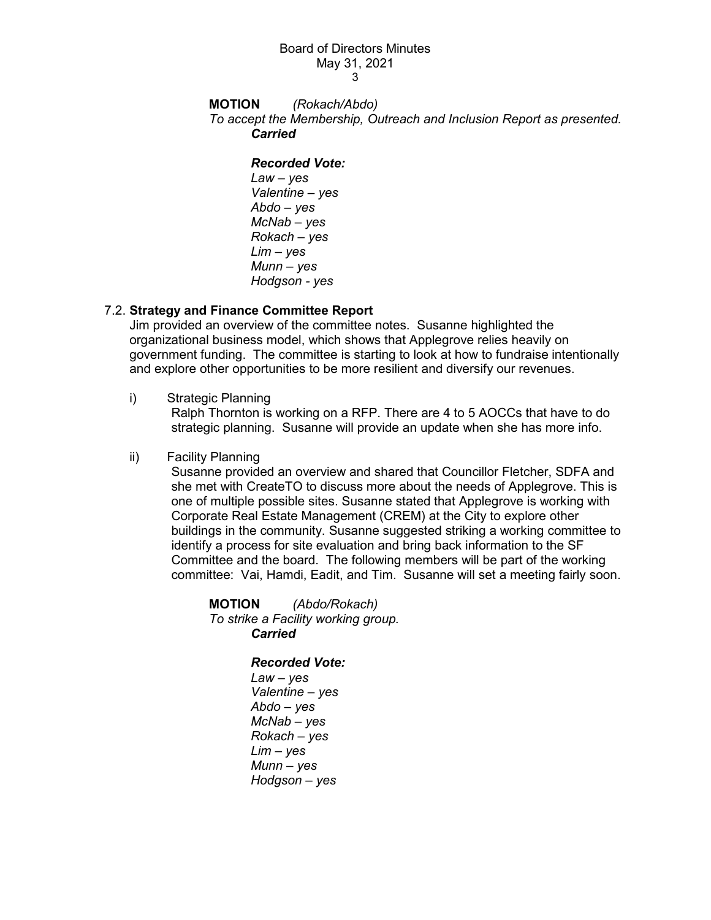**MOTION** *(Rokach/Abdo)*
*To accept the Membership, Outreach and Inclusion Report as presented.*
***Carried***

***Recorded Vote:***
*Law – yes*
*Valentine – yes*
*Abdo – yes*
*McNab – yes*
*Rokach – yes*
*Lim – yes*
*Munn – yes*
*Hodgson - yes*

7.2. **Strategy and Finance Committee Report**

Jim provided an overview of the committee notes. Susanne highlighted the organizational business model, which shows that Applegrove relies heavily on government funding. The committee is starting to look at how to fundraise intentionally and explore other opportunities to be more resilient and diversify our revenues.

i) Strategic Planning

Ralph Thornton is working on a RFP. There are 4 to 5 AOCCs that have to do strategic planning. Susanne will provide an update when she has more info.

ii) Facility Planning

Susanne provided an overview and shared that Councillor Fletcher, SDFA and she met with CreateTO to discuss more about the needs of Applegrove. This is one of multiple possible sites. Susanne stated that Applegrove is working with Corporate Real Estate Management (CREM) at the City to explore other buildings in the community. Susanne suggested striking a working committee to identify a process for site evaluation and bring back information to the SF Committee and the board. The following members will be part of the working committee: Vai, Hamdi, Eadit, and Tim. Susanne will set a meeting fairly soon.

**MOTION** *(Abdo/Rokach)*
*To strike a Facility working group.*
***Carried***

***Recorded Vote:***
*Law – yes*
*Valentine – yes*
*Abdo – yes*
*McNab – yes*
*Rokach – yes*
*Lim – yes*
*Munn – yes*
*Hodgson – yes*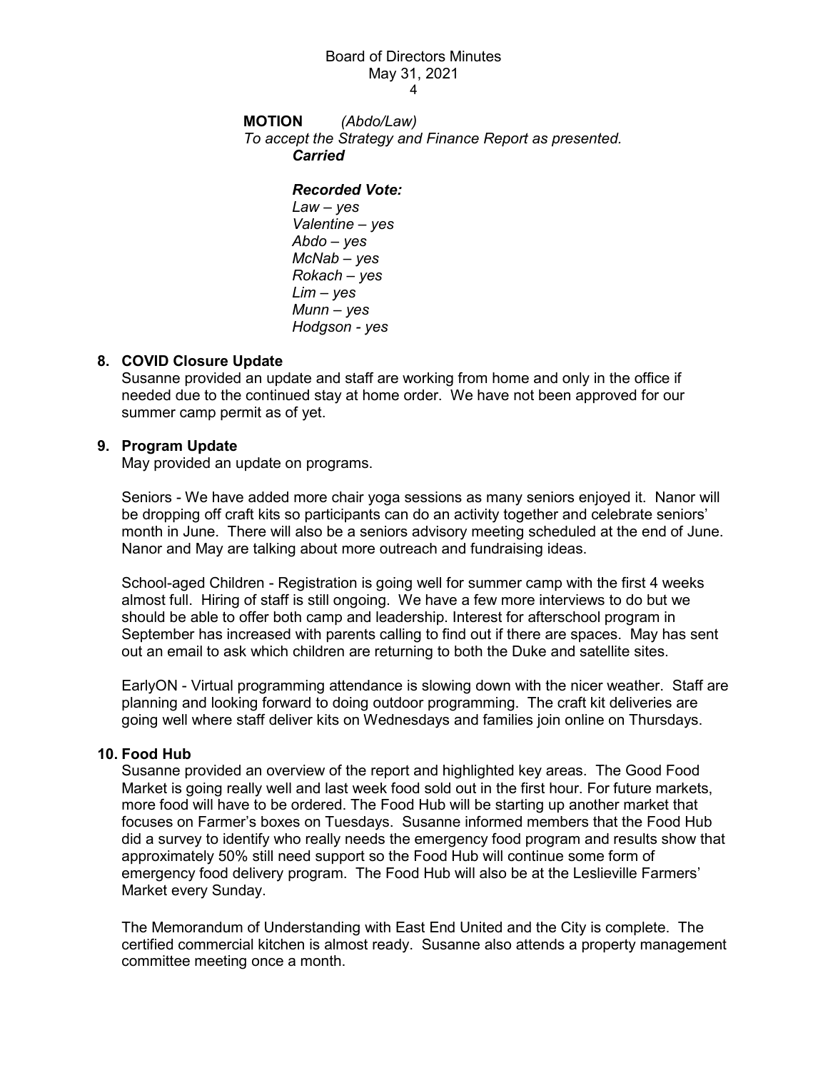**MOTION** *(Abdo/Law)*
*To accept the Strategy and Finance Report as presented.*
***Carried***

***Recorded Vote:***
*Law – yes*
*Valentine – yes*
*Abdo – yes*
*McNab – yes*
*Rokach – yes*
*Lim – yes*
*Munn – yes*
*Hodgson - yes*

## 8. COVID Closure Update

Susanne provided an update and staff are working from home and only in the office if needed due to the continued stay at home order. We have not been approved for our summer camp permit as of yet.

## 9. Program Update

May provided an update on programs.

Seniors - We have added more chair yoga sessions as many seniors enjoyed it. Nanor will be dropping off craft kits so participants can do an activity together and celebrate seniors' month in June. There will also be a seniors advisory meeting scheduled at the end of June. Nanor and May are talking about more outreach and fundraising ideas.

School-aged Children - Registration is going well for summer camp with the first 4 weeks almost full. Hiring of staff is still ongoing. We have a few more interviews to do but we should be able to offer both camp and leadership. Interest for afterschool program in September has increased with parents calling to find out if there are spaces. May has sent out an email to ask which children are returning to both the Duke and satellite sites.

EarlyON - Virtual programming attendance is slowing down with the nicer weather. Staff are planning and looking forward to doing outdoor programming. The craft kit deliveries are going well where staff deliver kits on Wednesdays and families join online on Thursdays.

## 10. Food Hub

Susanne provided an overview of the report and highlighted key areas. The Good Food Market is going really well and last week food sold out in the first hour. For future markets, more food will have to be ordered. The Food Hub will be starting up another market that focuses on Farmer's boxes on Tuesdays. Susanne informed members that the Food Hub did a survey to identify who really needs the emergency food program and results show that approximately 50% still need support so the Food Hub will continue some form of emergency food delivery program. The Food Hub will also be at the Leslieville Farmers' Market every Sunday.

The Memorandum of Understanding with East End United and the City is complete. The certified commercial kitchen is almost ready. Susanne also attends a property management committee meeting once a month.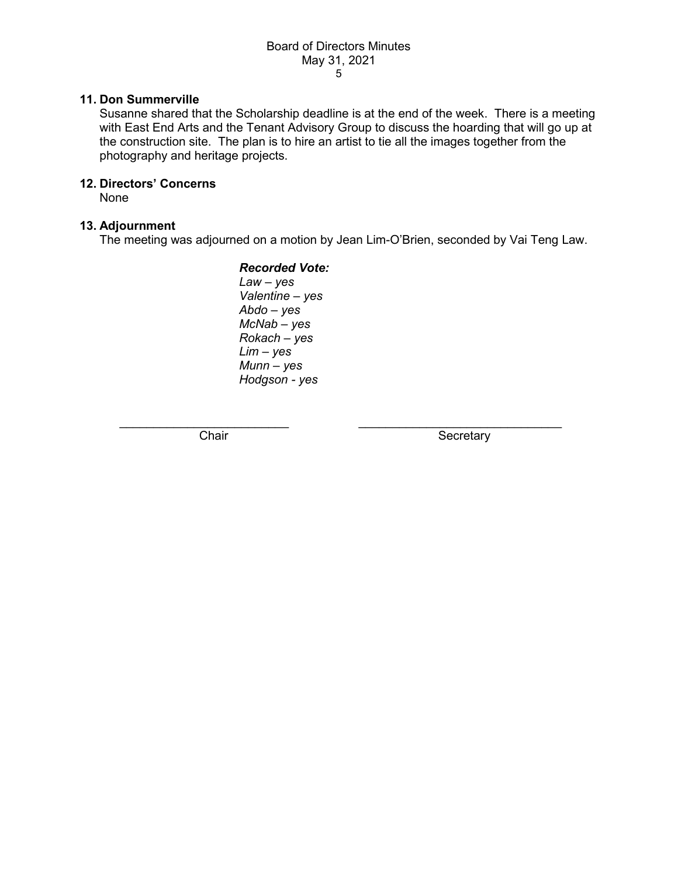## 11. Don Summerville

Susanne shared that the Scholarship deadline is at the end of the week. There is a meeting with East End Arts and the Tenant Advisory Group to discuss the hoarding that will go up at the construction site. The plan is to hire an artist to tie all the images together from the photography and heritage projects.

## 12. Directors' Concerns

None

## 13. Adjournment

The meeting was adjourned on a motion by Jean Lim-O'Brien, seconded by Vai Teng Law.

***Recorded Vote:***
*Law – yes*
*Valentine – yes*
*Abdo – yes*
*McNab – yes*
*Rokach – yes*
*Lim – yes*
*Munn – yes*
*Hodgson - yes*

\_\_\_\_\_\_\_\_\_\_\_\_\_\_\_\_\_\_\_\_\_\_\_\_\_\_ Chair

\_\_\_\_\_\_\_\_\_\_\_\_\_\_\_\_\_\_\_\_\_\_\_\_\_\_\_\_\_\_\_ Secretary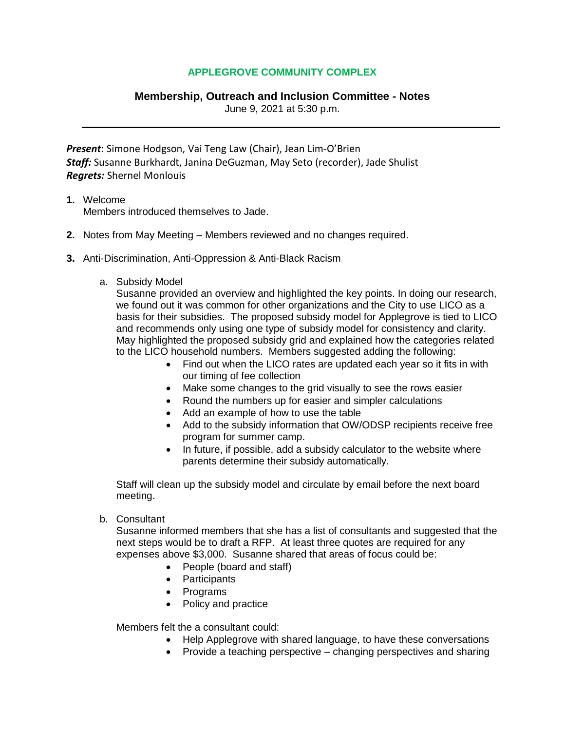**APPLEGROVE COMMUNITY COMPLEX**

**Membership, Outreach and Inclusion Committee - Notes**

June 9, 2021 at 5:30 p.m.

***Present***: Simone Hodgson, Vai Teng Law (Chair), Jean Lim-O'Brien
***Staff:*** Susanne Burkhardt, Janina DeGuzman, May Seto (recorder), Jade Shulist
***Regrets:*** Shernel Monlouis

1. Welcome
   Members introduced themselves to Jade.

2. Notes from May Meeting – Members reviewed and no changes required.

3. Anti-Discrimination, Anti-Oppression & Anti-Black Racism

   a. Subsidy Model
      Susanne provided an overview and highlighted the key points. In doing our research, we found out it was common for other organizations and the City to use LICO as a basis for their subsidies. The proposed subsidy model for Applegrove is tied to LICO and recommends only using one type of subsidy model for consistency and clarity. May highlighted the proposed subsidy grid and explained how the categories related to the LICO household numbers. Members suggested adding the following:

      - Find out when the LICO rates are updated each year so it fits in with our timing of fee collection
      - Make some changes to the grid visually to see the rows easier
      - Round the numbers up for easier and simpler calculations
      - Add an example of how to use the table
      - Add to the subsidy information that OW/ODSP recipients receive free program for summer camp.
      - In future, if possible, add a subsidy calculator to the website where parents determine their subsidy automatically.

      Staff will clean up the subsidy model and circulate by email before the next board meeting.

   b. Consultant
      Susanne informed members that she has a list of consultants and suggested that the next steps would be to draft a RFP. At least three quotes are required for any expenses above $3,000. Susanne shared that areas of focus could be:

      - People (board and staff)
      - Participants
      - Programs
      - Policy and practice

      Members felt the a consultant could:

      - Help Applegrove with shared language, to have these conversations
      - Provide a teaching perspective – changing perspectives and sharing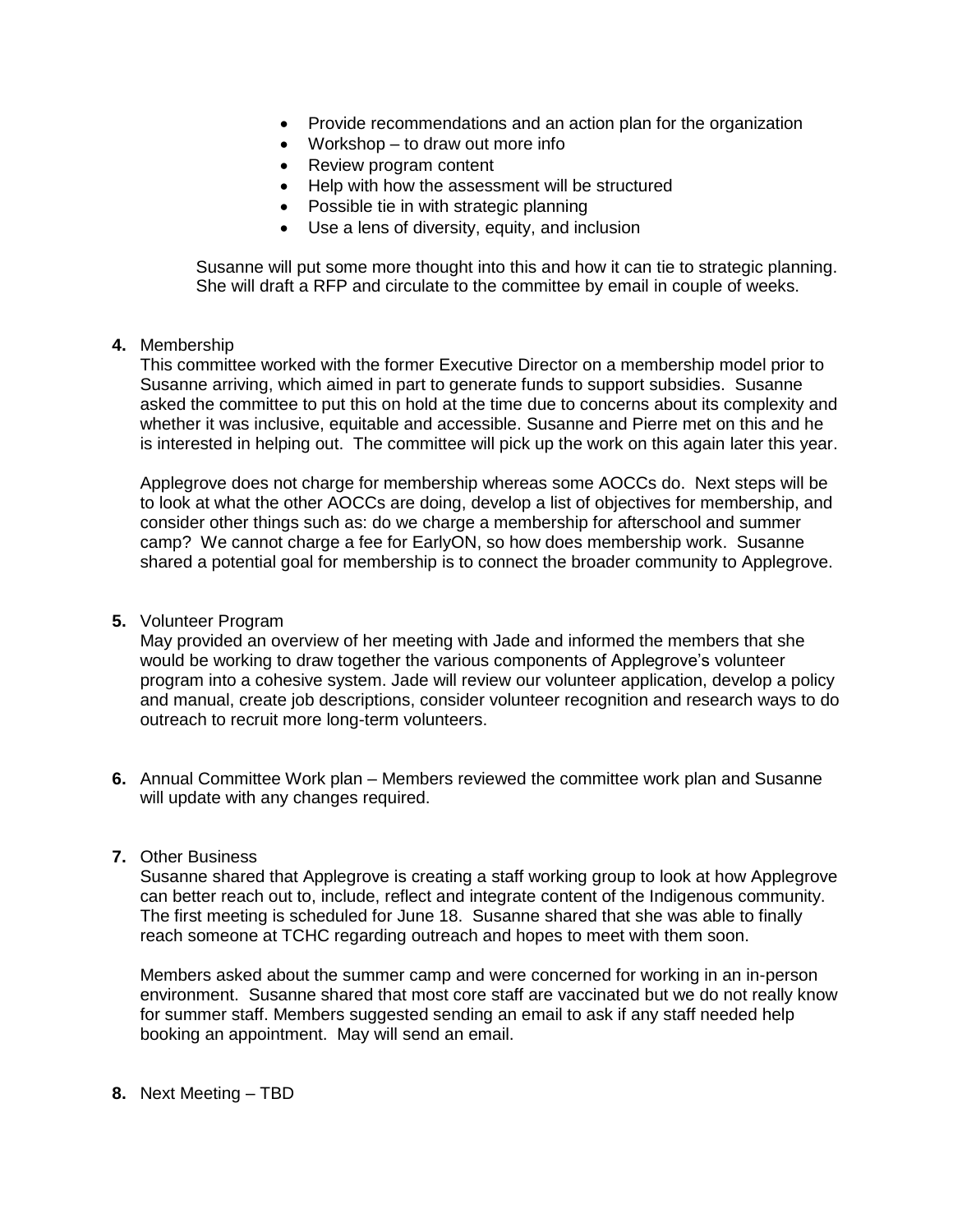- Provide recommendations and an action plan for the organization
- Workshop – to draw out more info
- Review program content
- Help with how the assessment will be structured
- Possible tie in with strategic planning
- Use a lens of diversity, equity, and inclusion

Susanne will put some more thought into this and how it can tie to strategic planning. She will draft a RFP and circulate to the committee by email in couple of weeks.

**4.** Membership

This committee worked with the former Executive Director on a membership model prior to Susanne arriving, which aimed in part to generate funds to support subsidies. Susanne asked the committee to put this on hold at the time due to concerns about its complexity and whether it was inclusive, equitable and accessible. Susanne and Pierre met on this and he is interested in helping out. The committee will pick up the work on this again later this year.

Applegrove does not charge for membership whereas some AOCCs do. Next steps will be to look at what the other AOCCs are doing, develop a list of objectives for membership, and consider other things such as: do we charge a membership for afterschool and summer camp? We cannot charge a fee for EarlyON, so how does membership work. Susanne shared a potential goal for membership is to connect the broader community to Applegrove.

**5.** Volunteer Program

May provided an overview of her meeting with Jade and informed the members that she would be working to draw together the various components of Applegrove's volunteer program into a cohesive system. Jade will review our volunteer application, develop a policy and manual, create job descriptions, consider volunteer recognition and research ways to do outreach to recruit more long-term volunteers.

**6.** Annual Committee Work plan – Members reviewed the committee work plan and Susanne will update with any changes required.

**7.** Other Business

Susanne shared that Applegrove is creating a staff working group to look at how Applegrove can better reach out to, include, reflect and integrate content of the Indigenous community. The first meeting is scheduled for June 18. Susanne shared that she was able to finally reach someone at TCHC regarding outreach and hopes to meet with them soon.

Members asked about the summer camp and were concerned for working in an in-person environment. Susanne shared that most core staff are vaccinated but we do not really know for summer staff. Members suggested sending an email to ask if any staff needed help booking an appointment. May will send an email.

**8.** Next Meeting – TBD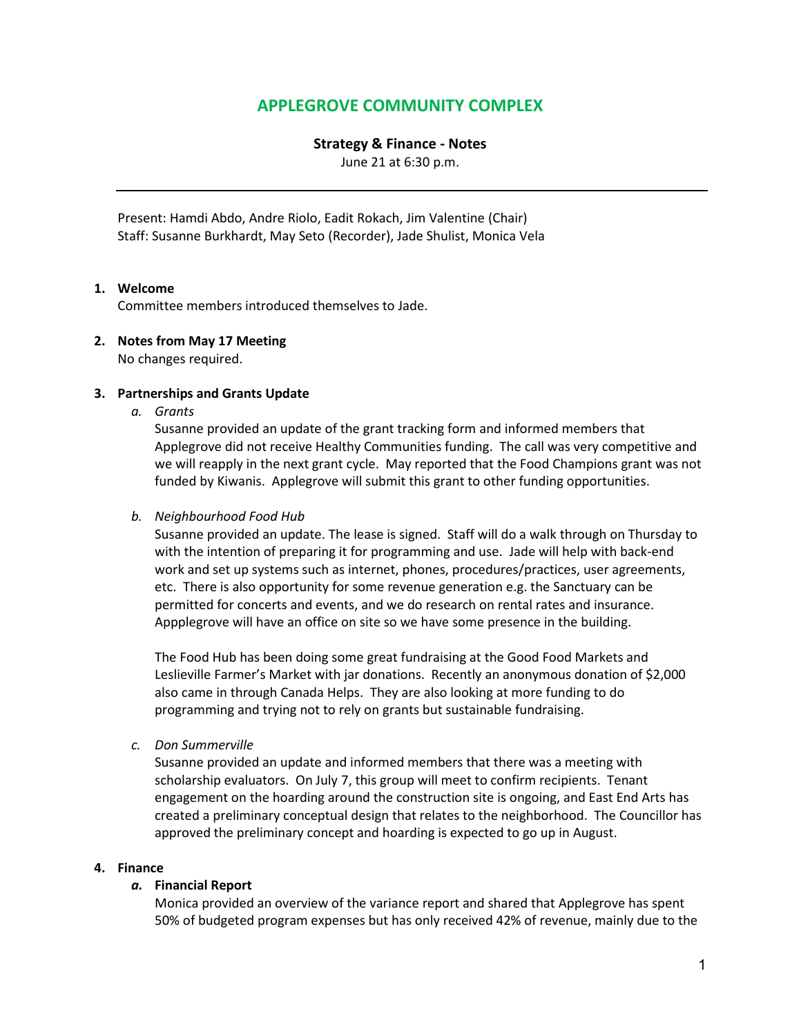# APPLEGROVE COMMUNITY COMPLEX

**Strategy & Finance - Notes**

June 21 at 6:30 p.m.

---

Present: Hamdi Abdo, Andre Riolo, Eadit Rokach, Jim Valentine (Chair)
Staff: Susanne Burkhardt, May Seto (Recorder), Jade Shulist, Monica Vela

1. **Welcome**
   Committee members introduced themselves to Jade.

2. **Notes from May 17 Meeting**
   No changes required.

3. **Partnerships and Grants Update**
   a. *Grants*
      Susanne provided an update of the grant tracking form and informed members that Applegrove did not receive Healthy Communities funding. The call was very competitive and we will reapply in the next grant cycle. May reported that the Food Champions grant was not funded by Kiwanis. Applegrove will submit this grant to other funding opportunities.

   b. *Neighbourhood Food Hub*
      Susanne provided an update. The lease is signed. Staff will do a walk through on Thursday to with the intention of preparing it for programming and use. Jade will help with back-end work and set up systems such as internet, phones, procedures/practices, user agreements, etc. There is also opportunity for some revenue generation e.g. the Sanctuary can be permitted for concerts and events, and we do research on rental rates and insurance. Appplegrove will have an office on site so we have some presence in the building.

      The Food Hub has been doing some great fundraising at the Good Food Markets and Leslieville Farmer's Market with jar donations. Recently an anonymous donation of $2,000 also came in through Canada Helps. They are also looking at more funding to do programming and trying not to rely on grants but sustainable fundraising.

   c. *Don Summerville*
      Susanne provided an update and informed members that there was a meeting with scholarship evaluators. On July 7, this group will meet to confirm recipients. Tenant engagement on the hoarding around the construction site is ongoing, and East End Arts has created a preliminary conceptual design that relates to the neighborhood. The Councillor has approved the preliminary concept and hoarding is expected to go up in August.

4. **Finance**
   a. **Financial Report**
      Monica provided an overview of the variance report and shared that Applegrove has spent 50% of budgeted program expenses but has only received 42% of revenue, mainly due to the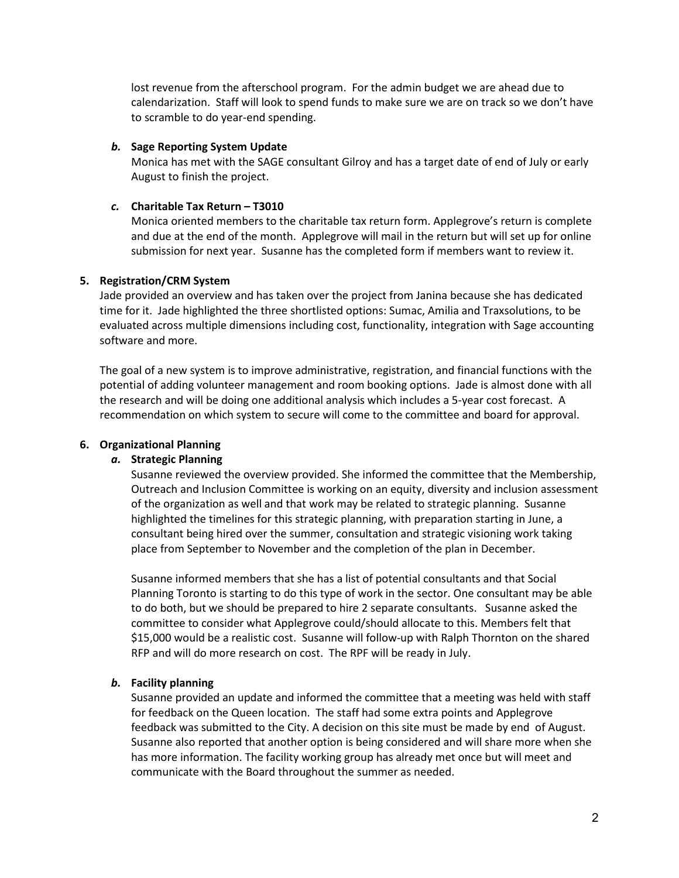lost revenue from the afterschool program. For the admin budget we are ahead due to calendarization. Staff will look to spend funds to make sure we are on track so we don't have to scramble to do year-end spending.

*b.* **Sage Reporting System Update**

Monica has met with the SAGE consultant Gilroy and has a target date of end of July or early August to finish the project.

*c.* **Charitable Tax Return – T3010**

Monica oriented members to the charitable tax return form. Applegrove's return is complete and due at the end of the month. Applegrove will mail in the return but will set up for online submission for next year. Susanne has the completed form if members want to review it.

**5. Registration/CRM System**

Jade provided an overview and has taken over the project from Janina because she has dedicated time for it. Jade highlighted the three shortlisted options: Sumac, Amilia and Traxsolutions, to be evaluated across multiple dimensions including cost, functionality, integration with Sage accounting software and more.

The goal of a new system is to improve administrative, registration, and financial functions with the potential of adding volunteer management and room booking options. Jade is almost done with all the research and will be doing one additional analysis which includes a 5-year cost forecast. A recommendation on which system to secure will come to the committee and board for approval.

**6. Organizational Planning**

*a.* **Strategic Planning**

Susanne reviewed the overview provided. She informed the committee that the Membership, Outreach and Inclusion Committee is working on an equity, diversity and inclusion assessment of the organization as well and that work may be related to strategic planning. Susanne highlighted the timelines for this strategic planning, with preparation starting in June, a consultant being hired over the summer, consultation and strategic visioning work taking place from September to November and the completion of the plan in December.

Susanne informed members that she has a list of potential consultants and that Social Planning Toronto is starting to do this type of work in the sector. One consultant may be able to do both, but we should be prepared to hire 2 separate consultants. Susanne asked the committee to consider what Applegrove could/should allocate to this. Members felt that $15,000 would be a realistic cost. Susanne will follow-up with Ralph Thornton on the shared RFP and will do more research on cost. The RPF will be ready in July.

*b.* **Facility planning**

Susanne provided an update and informed the committee that a meeting was held with staff for feedback on the Queen location. The staff had some extra points and Applegrove feedback was submitted to the City. A decision on this site must be made by end of August. Susanne also reported that another option is being considered and will share more when she has more information. The facility working group has already met once but will meet and communicate with the Board throughout the summer as needed.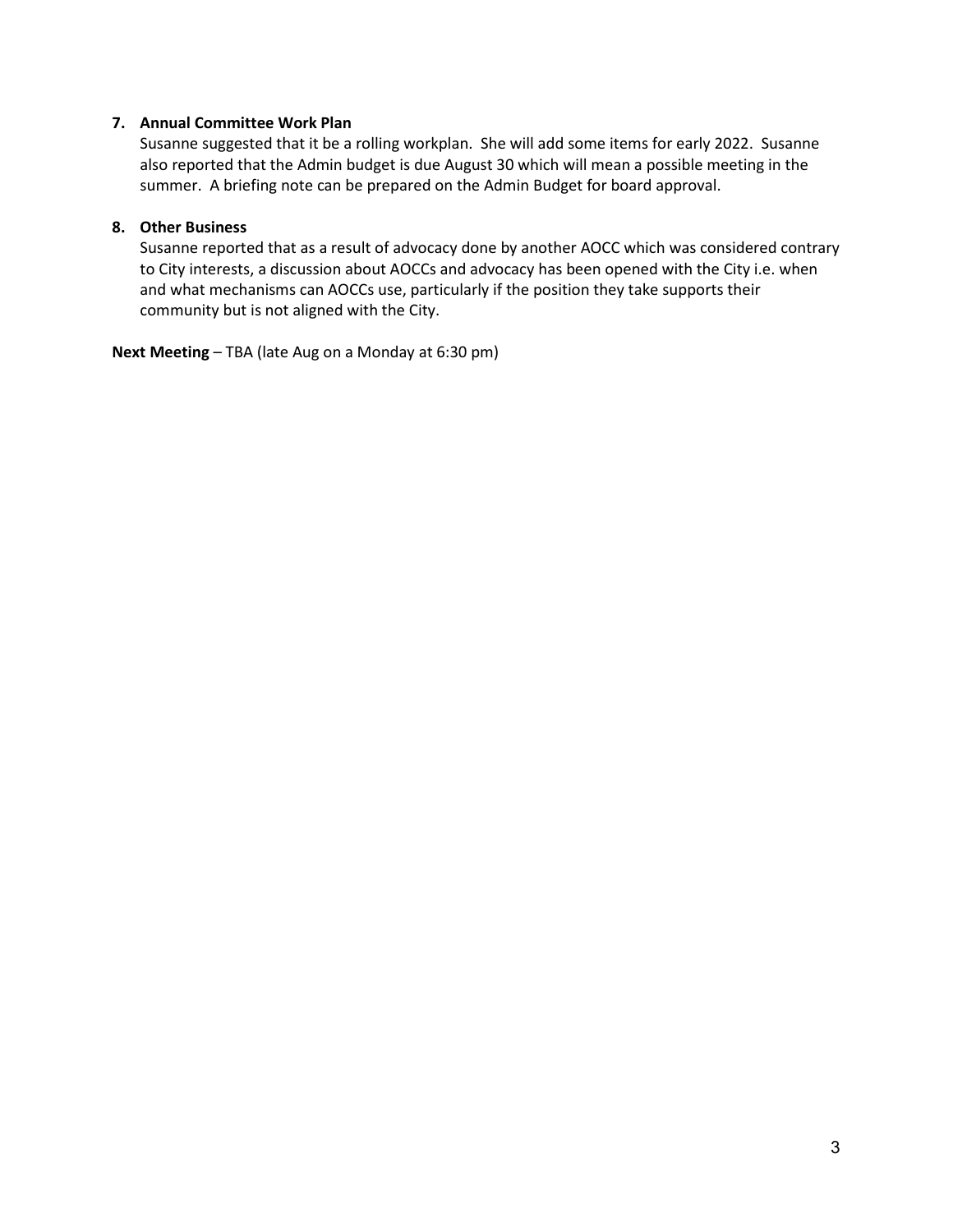7. **Annual Committee Work Plan**
   Susanne suggested that it be a rolling workplan. She will add some items for early 2022. Susanne also reported that the Admin budget is due August 30 which will mean a possible meeting in the summer. A briefing note can be prepared on the Admin Budget for board approval.

8. **Other Business**
   Susanne reported that as a result of advocacy done by another AOCC which was considered contrary to City interests, a discussion about AOCCs and advocacy has been opened with the City i.e. when and what mechanisms can AOCCs use, particularly if the position they take supports their community but is not aligned with the City.

**Next Meeting** – TBA (late Aug on a Monday at 6:30 pm)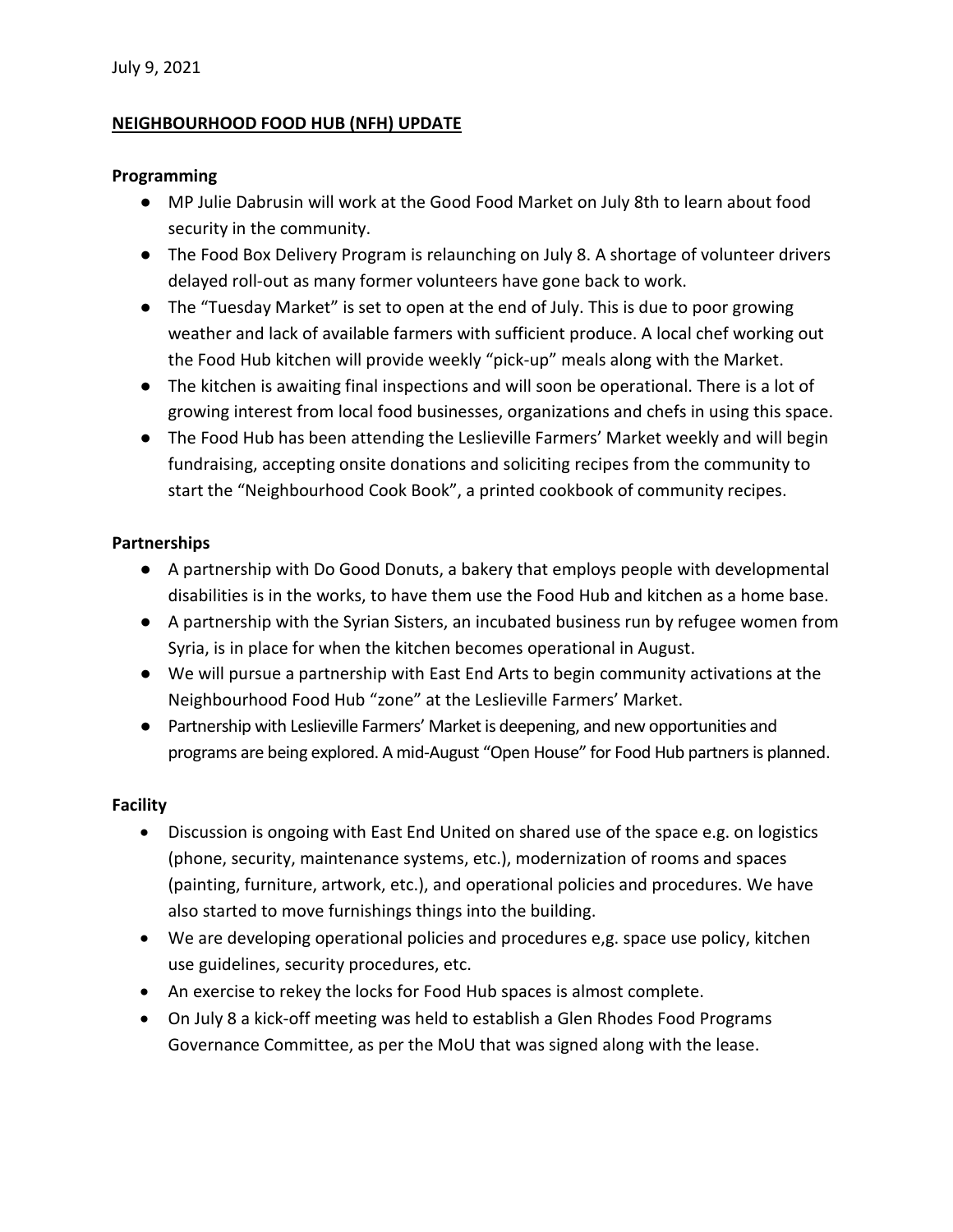July 9, 2021

**NEIGHBOURHOOD FOOD HUB (NFH) UPDATE**

**Programming**

- MP Julie Dabrusin will work at the Good Food Market on July 8th to learn about food security in the community.
- The Food Box Delivery Program is relaunching on July 8. A shortage of volunteer drivers delayed roll-out as many former volunteers have gone back to work.
- The "Tuesday Market" is set to open at the end of July. This is due to poor growing weather and lack of available farmers with sufficient produce. A local chef working out the Food Hub kitchen will provide weekly "pick-up" meals along with the Market.
- The kitchen is awaiting final inspections and will soon be operational. There is a lot of growing interest from local food businesses, organizations and chefs in using this space.
- The Food Hub has been attending the Leslieville Farmers' Market weekly and will begin fundraising, accepting onsite donations and soliciting recipes from the community to start the "Neighbourhood Cook Book", a printed cookbook of community recipes.

**Partnerships**

- A partnership with Do Good Donuts, a bakery that employs people with developmental disabilities is in the works, to have them use the Food Hub and kitchen as a home base.
- A partnership with the Syrian Sisters, an incubated business run by refugee women from Syria, is in place for when the kitchen becomes operational in August.
- We will pursue a partnership with East End Arts to begin community activations at the Neighbourhood Food Hub "zone" at the Leslieville Farmers' Market.
- Partnership with Leslieville Farmers' Market is deepening, and new opportunities and programs are being explored. A mid-August "Open House" for Food Hub partners is planned.

**Facility**

- Discussion is ongoing with East End United on shared use of the space e.g. on logistics (phone, security, maintenance systems, etc.), modernization of rooms and spaces (painting, furniture, artwork, etc.), and operational policies and procedures. We have also started to move furnishings things into the building.
- We are developing operational policies and procedures e,g. space use policy, kitchen use guidelines, security procedures, etc.
- An exercise to rekey the locks for Food Hub spaces is almost complete.
- On July 8 a kick-off meeting was held to establish a Glen Rhodes Food Programs Governance Committee, as per the MoU that was signed along with the lease.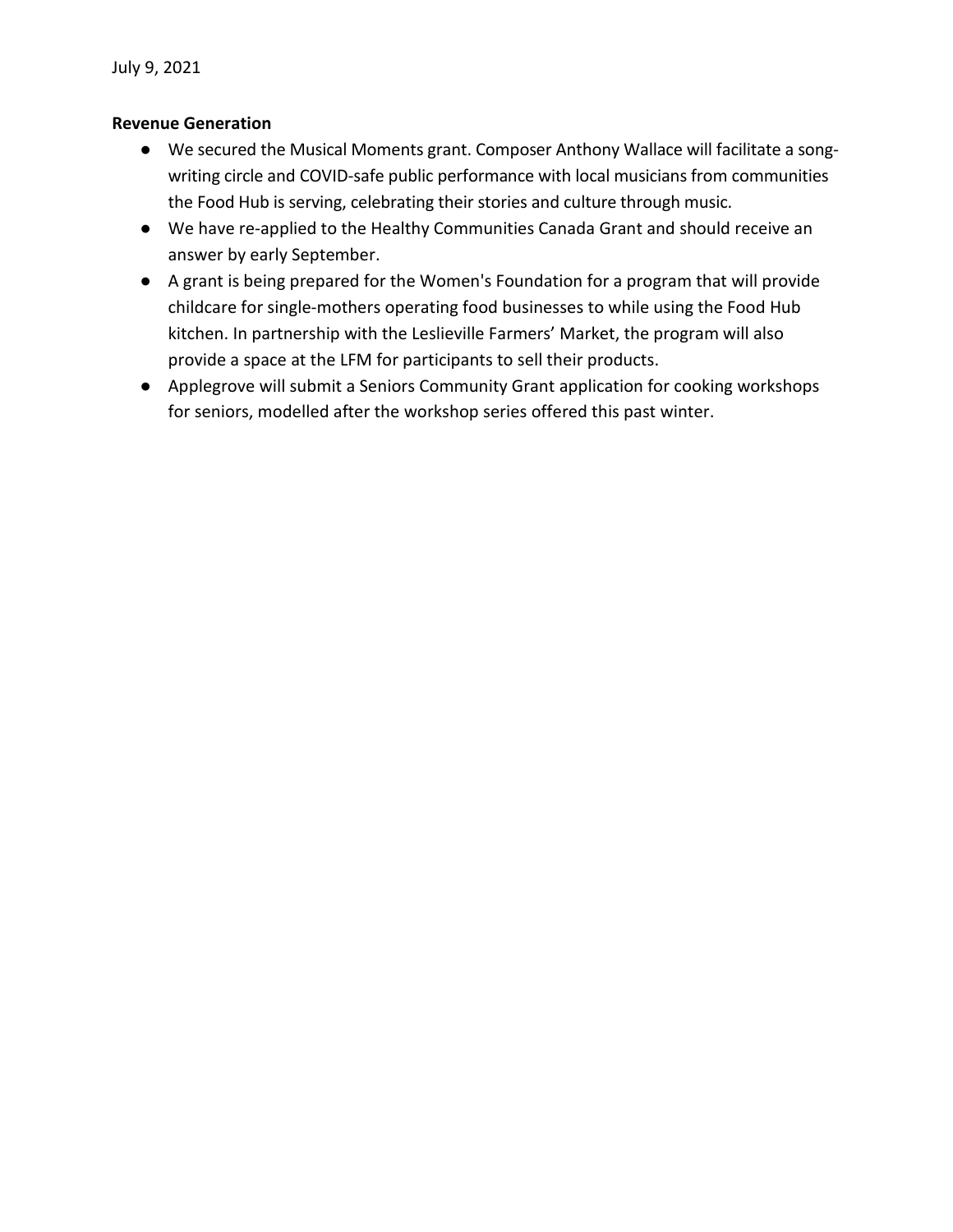July 9, 2021

**Revenue Generation**

- We secured the Musical Moments grant. Composer Anthony Wallace will facilitate a song-writing circle and COVID-safe public performance with local musicians from communities the Food Hub is serving, celebrating their stories and culture through music.
- We have re-applied to the Healthy Communities Canada Grant and should receive an answer by early September.
- A grant is being prepared for the Women's Foundation for a program that will provide childcare for single-mothers operating food businesses to while using the Food Hub kitchen. In partnership with the Leslieville Farmers' Market, the program will also provide a space at the LFM for participants to sell their products.
- Applegrove will submit a Seniors Community Grant application for cooking workshops for seniors, modelled after the workshop series offered this past winter.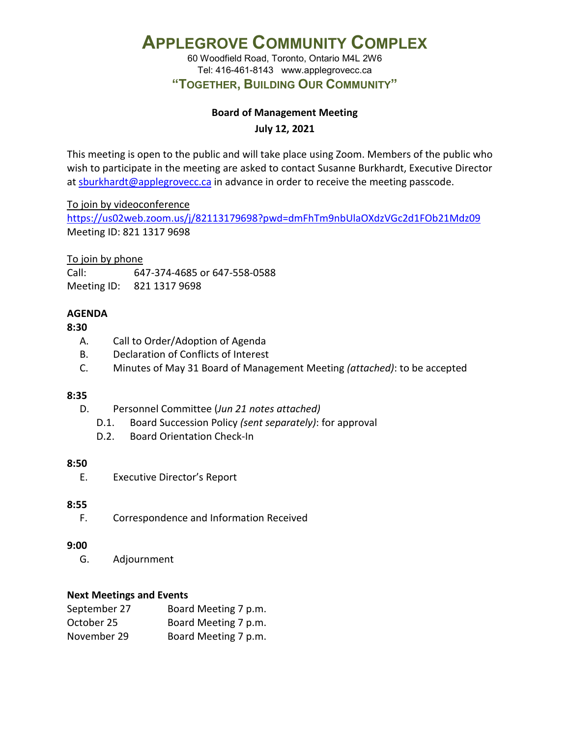# APPLEGROVE COMMUNITY COMPLEX

60 Woodfield Road, Toronto, Ontario M4L 2W6
Tel: 416-461-8143 www.applegrovecc.ca

**"TOGETHER, BUILDING OUR COMMUNITY"**

**Board of Management Meeting**

**July 12, 2021**

This meeting is open to the public and will take place using Zoom. Members of the public who wish to participate in the meeting are asked to contact Susanne Burkhardt, Executive Director at sburkhardt@applegrovecc.ca in advance in order to receive the meeting passcode.

To join by videoconference
https://us02web.zoom.us/j/82113179698?pwd=dmFhTm9nbUlaOXdzVGc2d1FOb21Mdz09
Meeting ID: 821 1317 9698

To join by phone
Call: 647-374-4685 or 647-558-0588
Meeting ID: 821 1317 9698

**AGENDA**

**8:30**

A. Call to Order/Adoption of Agenda
B. Declaration of Conflicts of Interest
C. Minutes of May 31 Board of Management Meeting *(attached)*: to be accepted

**8:35**

D. Personnel Committee (*Jun 21 notes attached)*
   D.1. Board Succession Policy *(sent separately)*: for approval
   D.2. Board Orientation Check-In

**8:50**

E. Executive Director's Report

**8:55**

F. Correspondence and Information Received

**9:00**

G. Adjournment

**Next Meetings and Events**

| | |
|---|---|
| September 27 | Board Meeting 7 p.m. |
| October 25 | Board Meeting 7 p.m. |
| November 29 | Board Meeting 7 p.m. |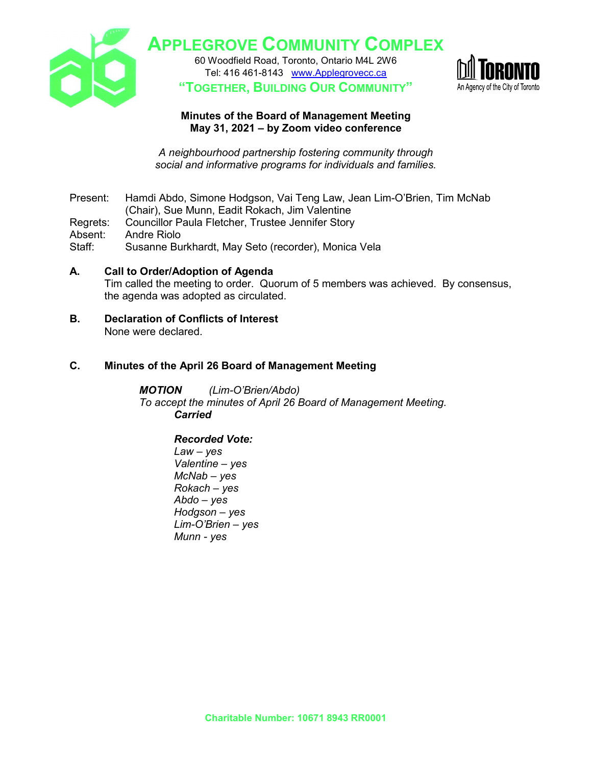# APPLEGROVE COMMUNITY COMPLEX

60 Woodfield Road, Toronto, Ontario M4L 2W6
Tel: 416 461-8143 www.Applegrovecc.ca
**"TOGETHER, BUILDING OUR COMMUNITY"**

TORONTO
An Agency of the City of Toronto

**Minutes of the Board of Management Meeting**
**May 31, 2021 – by Zoom video conference**

*A neighbourhood partnership fostering community through social and informative programs for individuals and families.*

Present: Hamdi Abdo, Simone Hodgson, Vai Teng Law, Jean Lim-O'Brien, Tim McNab (Chair), Sue Munn, Eadit Rokach, Jim Valentine
Regrets: Councillor Paula Fletcher, Trustee Jennifer Story
Absent: Andre Riolo
Staff: Susanne Burkhardt, May Seto (recorder), Monica Vela

**A. Call to Order/Adoption of Agenda**
Tim called the meeting to order. Quorum of 5 members was achieved. By consensus, the agenda was adopted as circulated.

**B. Declaration of Conflicts of Interest**
None were declared.

**C. Minutes of the April 26 Board of Management Meeting**

***MOTION*** *(Lim-O'Brien/Abdo)*
*To accept the minutes of April 26 Board of Management Meeting.*
***Carried***

***Recorded Vote:***
*Law – yes*
*Valentine – yes*
*McNab – yes*
*Rokach – yes*
*Abdo – yes*
*Hodgson – yes*
*Lim-O'Brien – yes*
*Munn - yes*

**Charitable Number: 10671 8943 RR0001**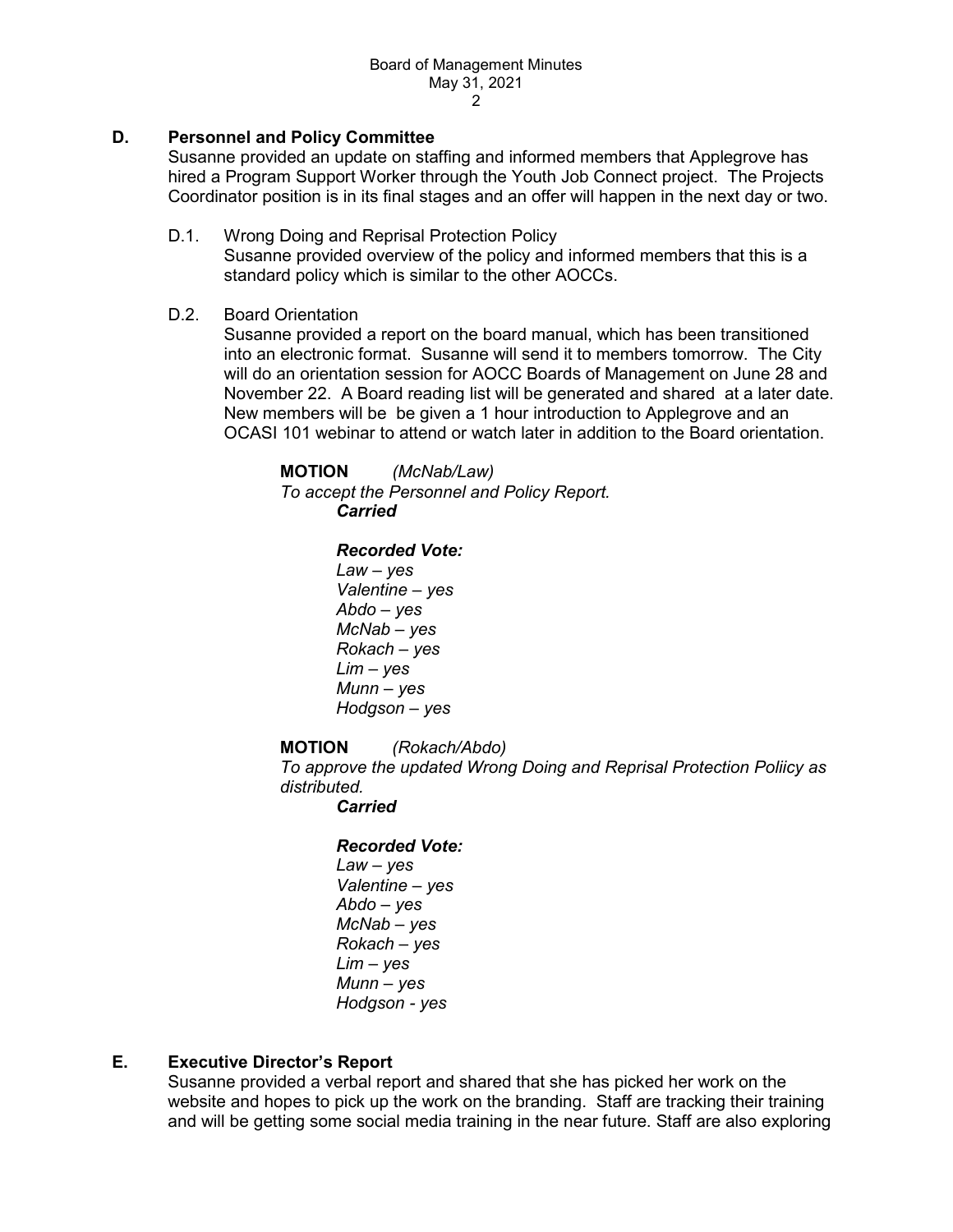## D. Personnel and Policy Committee

Susanne provided an update on staffing and informed members that Applegrove has hired a Program Support Worker through the Youth Job Connect project. The Projects Coordinator position is in its final stages and an offer will happen in the next day or two.

D.1. Wrong Doing and Reprisal Protection Policy

Susanne provided overview of the policy and informed members that this is a standard policy which is similar to the other AOCCs.

D.2. Board Orientation

Susanne provided a report on the board manual, which has been transitioned into an electronic format. Susanne will send it to members tomorrow. The City will do an orientation session for AOCC Boards of Management on June 28 and November 22. A Board reading list will be generated and shared at a later date. New members will be be given a 1 hour introduction to Applegrove and an OCASI 101 webinar to attend or watch later in addition to the Board orientation.

**MOTION** *(McNab/Law)*
*To accept the Personnel and Policy Report.*
***Carried***

***Recorded Vote:***
*Law – yes*
*Valentine – yes*
*Abdo – yes*
*McNab – yes*
*Rokach – yes*
*Lim – yes*
*Munn – yes*
*Hodgson – yes*

**MOTION** *(Rokach/Abdo)*
*To approve the updated Wrong Doing and Reprisal Protection Poliicy as distributed.*
***Carried***

***Recorded Vote:***
*Law – yes*
*Valentine – yes*
*Abdo – yes*
*McNab – yes*
*Rokach – yes*
*Lim – yes*
*Munn – yes*
*Hodgson - yes*

## E. Executive Director's Report

Susanne provided a verbal report and shared that she has picked her work on the website and hopes to pick up the work on the branding. Staff are tracking their training and will be getting some social media training in the near future. Staff are also exploring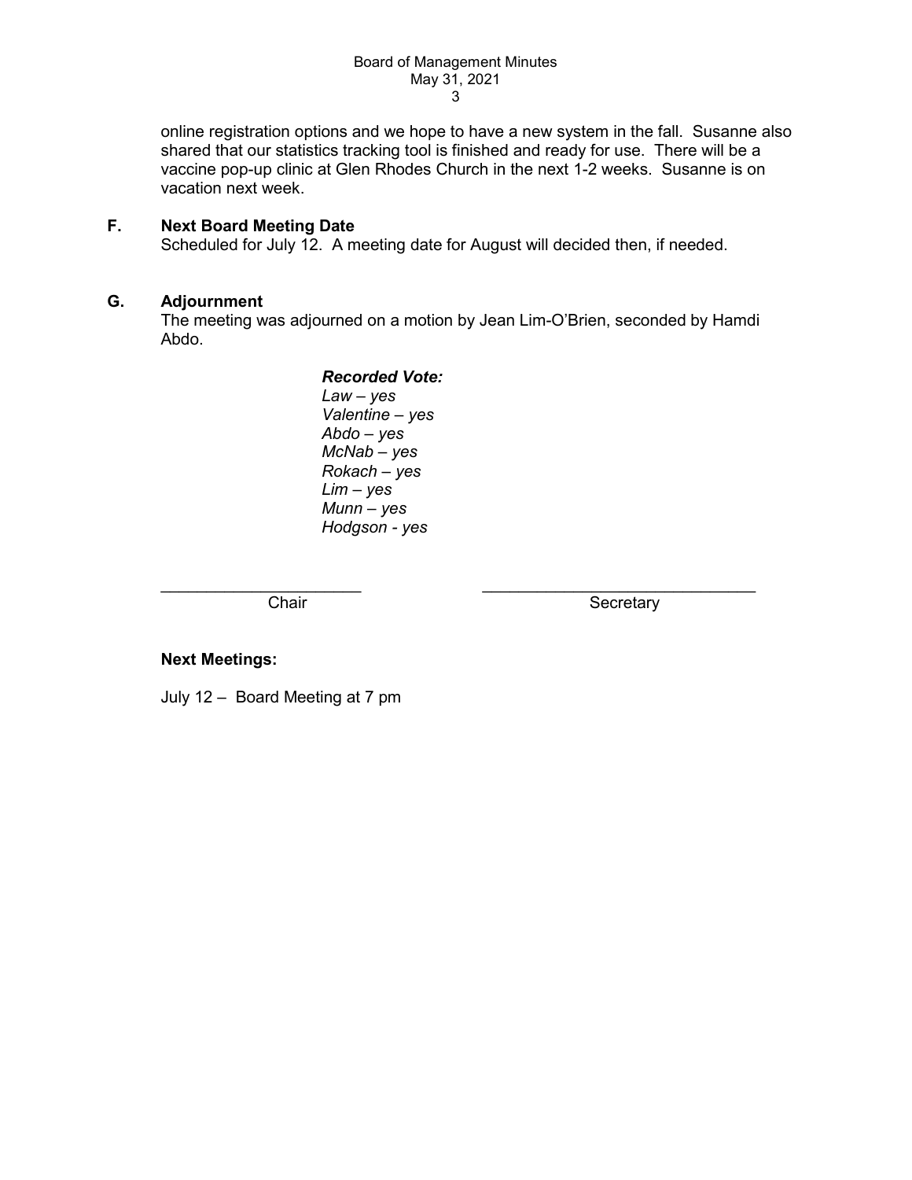online registration options and we hope to have a new system in the fall. Susanne also shared that our statistics tracking tool is finished and ready for use. There will be a vaccine pop-up clinic at Glen Rhodes Church in the next 1-2 weeks. Susanne is on vacation next week.

**F. Next Board Meeting Date**

Scheduled for July 12. A meeting date for August will decided then, if needed.

**G. Adjournment**

The meeting was adjourned on a motion by Jean Lim-O'Brien, seconded by Hamdi Abdo.

***Recorded Vote:***
*Law – yes*
*Valentine – yes*
*Abdo – yes*
*McNab – yes*
*Rokach – yes*
*Lim – yes*
*Munn – yes*
*Hodgson - yes*

______________________ ______________________________
Chair Secretary

**Next Meetings:**

July 12 – Board Meeting at 7 pm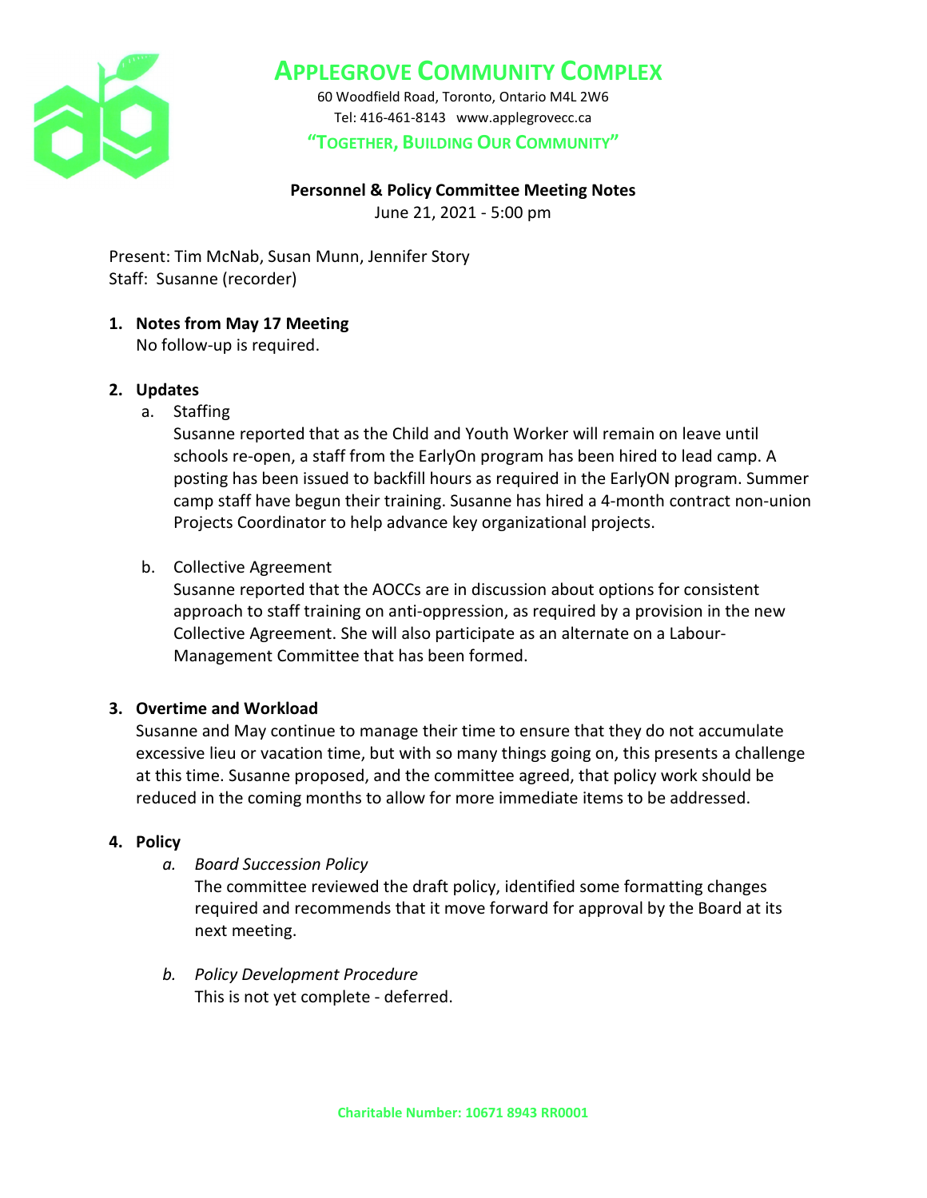# APPLEGROVE COMMUNITY COMPLEX

60 Woodfield Road, Toronto, Ontario M4L 2W6
Tel: 416-461-8143 www.applegrovecc.ca

**"TOGETHER, BUILDING OUR COMMUNITY"**

**Personnel & Policy Committee Meeting Notes**
June 21, 2021 - 5:00 pm

Present: Tim McNab, Susan Munn, Jennifer Story
Staff: Susanne (recorder)

1. **Notes from May 17 Meeting**
   No follow-up is required.

2. **Updates**
   a. Staffing
      Susanne reported that as the Child and Youth Worker will remain on leave until schools re-open, a staff from the EarlyOn program has been hired to lead camp. A posting has been issued to backfill hours as required in the EarlyON program. Summer camp staff have begun their training. Susanne has hired a 4-month contract non-union Projects Coordinator to help advance key organizational projects.

   b. Collective Agreement
      Susanne reported that the AOCCs are in discussion about options for consistent approach to staff training on anti-oppression, as required by a provision in the new Collective Agreement. She will also participate as an alternate on a Labour-Management Committee that has been formed.

3. **Overtime and Workload**
   Susanne and May continue to manage their time to ensure that they do not accumulate excessive lieu or vacation time, but with so many things going on, this presents a challenge at this time. Susanne proposed, and the committee agreed, that policy work should be reduced in the coming months to allow for more immediate items to be addressed.

4. **Policy**
   *a. Board Succession Policy*
      The committee reviewed the draft policy, identified some formatting changes required and recommends that it move forward for approval by the Board at its next meeting.

   *b. Policy Development Procedure*
      This is not yet complete - deferred.

**Charitable Number: 10671 8943 RR0001**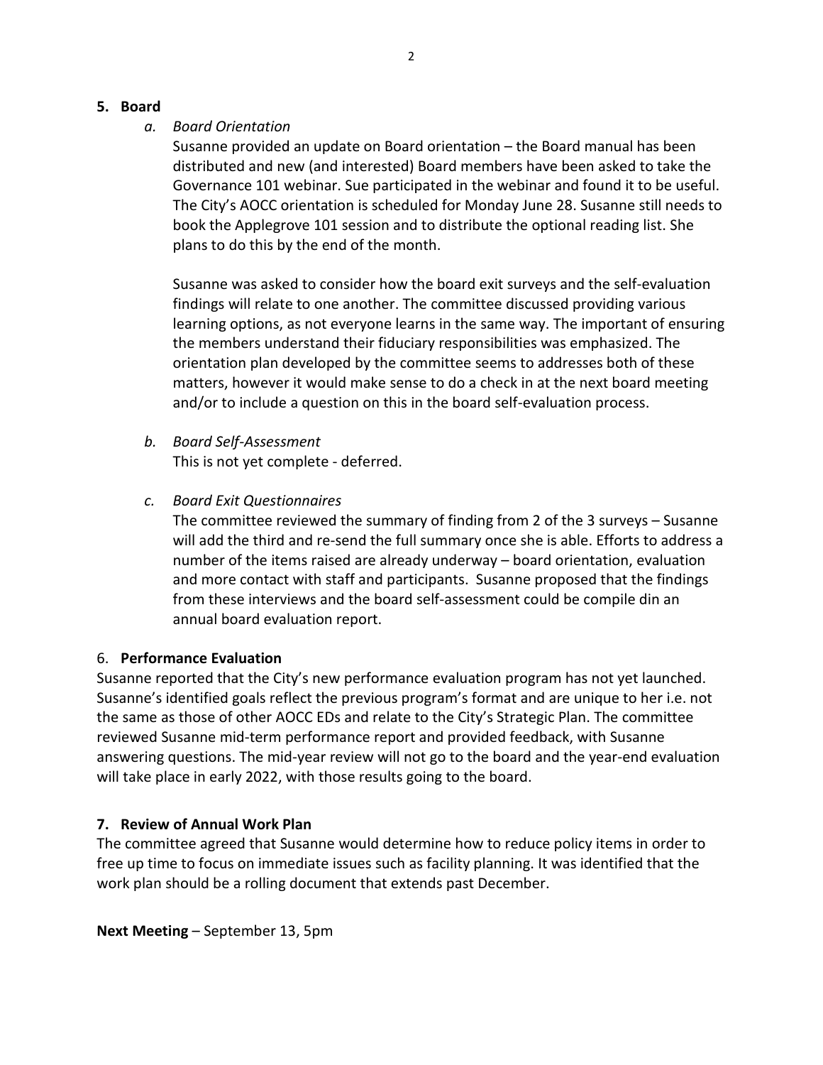**5. Board**

*a. Board Orientation*

Susanne provided an update on Board orientation – the Board manual has been distributed and new (and interested) Board members have been asked to take the Governance 101 webinar. Sue participated in the webinar and found it to be useful. The City's AOCC orientation is scheduled for Monday June 28. Susanne still needs to book the Applegrove 101 session and to distribute the optional reading list. She plans to do this by the end of the month.

Susanne was asked to consider how the board exit surveys and the self-evaluation findings will relate to one another. The committee discussed providing various learning options, as not everyone learns in the same way. The important of ensuring the members understand their fiduciary responsibilities was emphasized. The orientation plan developed by the committee seems to addresses both of these matters, however it would make sense to do a check in at the next board meeting and/or to include a question on this in the board self-evaluation process.

*b. Board Self-Assessment*

This is not yet complete - deferred.

*c. Board Exit Questionnaires*

The committee reviewed the summary of finding from 2 of the 3 surveys – Susanne will add the third and re-send the full summary once she is able. Efforts to address a number of the items raised are already underway – board orientation, evaluation and more contact with staff and participants. Susanne proposed that the findings from these interviews and the board self-assessment could be compile din an annual board evaluation report.

6. **Performance Evaluation**

Susanne reported that the City's new performance evaluation program has not yet launched. Susanne's identified goals reflect the previous program's format and are unique to her i.e. not the same as those of other AOCC EDs and relate to the City's Strategic Plan. The committee reviewed Susanne mid-term performance report and provided feedback, with Susanne answering questions. The mid-year review will not go to the board and the year-end evaluation will take place in early 2022, with those results going to the board.

**7. Review of Annual Work Plan**

The committee agreed that Susanne would determine how to reduce policy items in order to free up time to focus on immediate issues such as facility planning. It was identified that the work plan should be a rolling document that extends past December.

**Next Meeting** – September 13, 5pm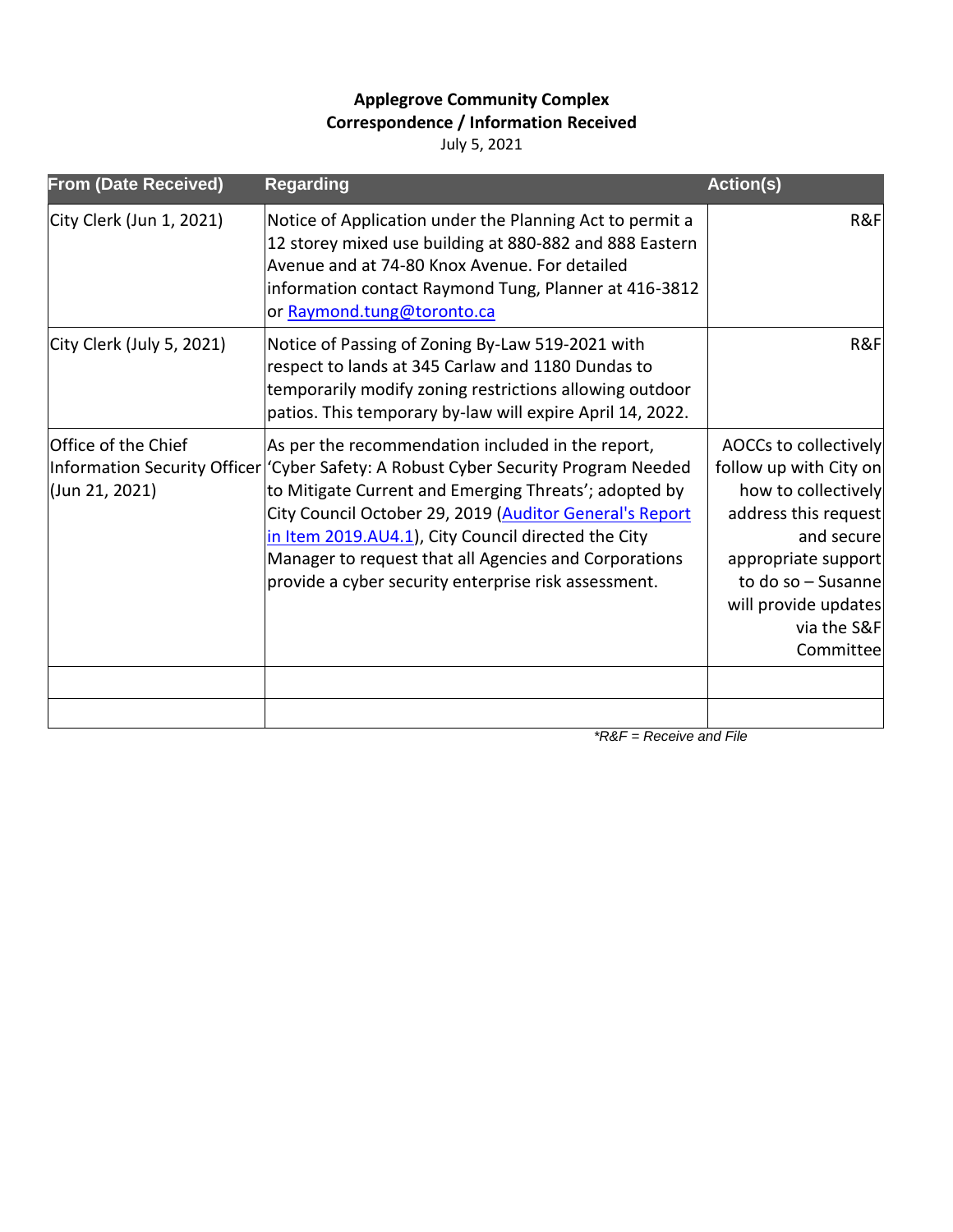**Applegrove Community Complex**
**Correspondence / Information Received**
July 5, 2021

| From (Date Received) | Regarding | Action(s) |
|---|---|---|
| City Clerk (Jun 1, 2021) | Notice of Application under the Planning Act to permit a 12 storey mixed use building at 880-882 and 888 Eastern Avenue and at 74-80 Knox Avenue. For detailed information contact Raymond Tung, Planner at 416-3812 or Raymond.tung@toronto.ca | R&F |
| City Clerk (July 5, 2021) | Notice of Passing of Zoning By-Law 519-2021 with respect to lands at 345 Carlaw and 1180 Dundas to temporarily modify zoning restrictions allowing outdoor patios. This temporary by-law will expire April 14, 2022. | R&F |
| Office of the Chief Information Security Officer (Jun 21, 2021) | As per the recommendation included in the report, 'Cyber Safety: A Robust Cyber Security Program Needed to Mitigate Current and Emerging Threats'; adopted by City Council October 29, 2019 (Auditor General's Report in Item 2019.AU4.1), City Council directed the City Manager to request that all Agencies and Corporations provide a cyber security enterprise risk assessment. | AOCCs to collectively follow up with City on how to collectively address this request and secure appropriate support to do so – Susanne will provide updates via the S&F Committee |
| | | |
| | | |

*\*R&F = Receive and File*